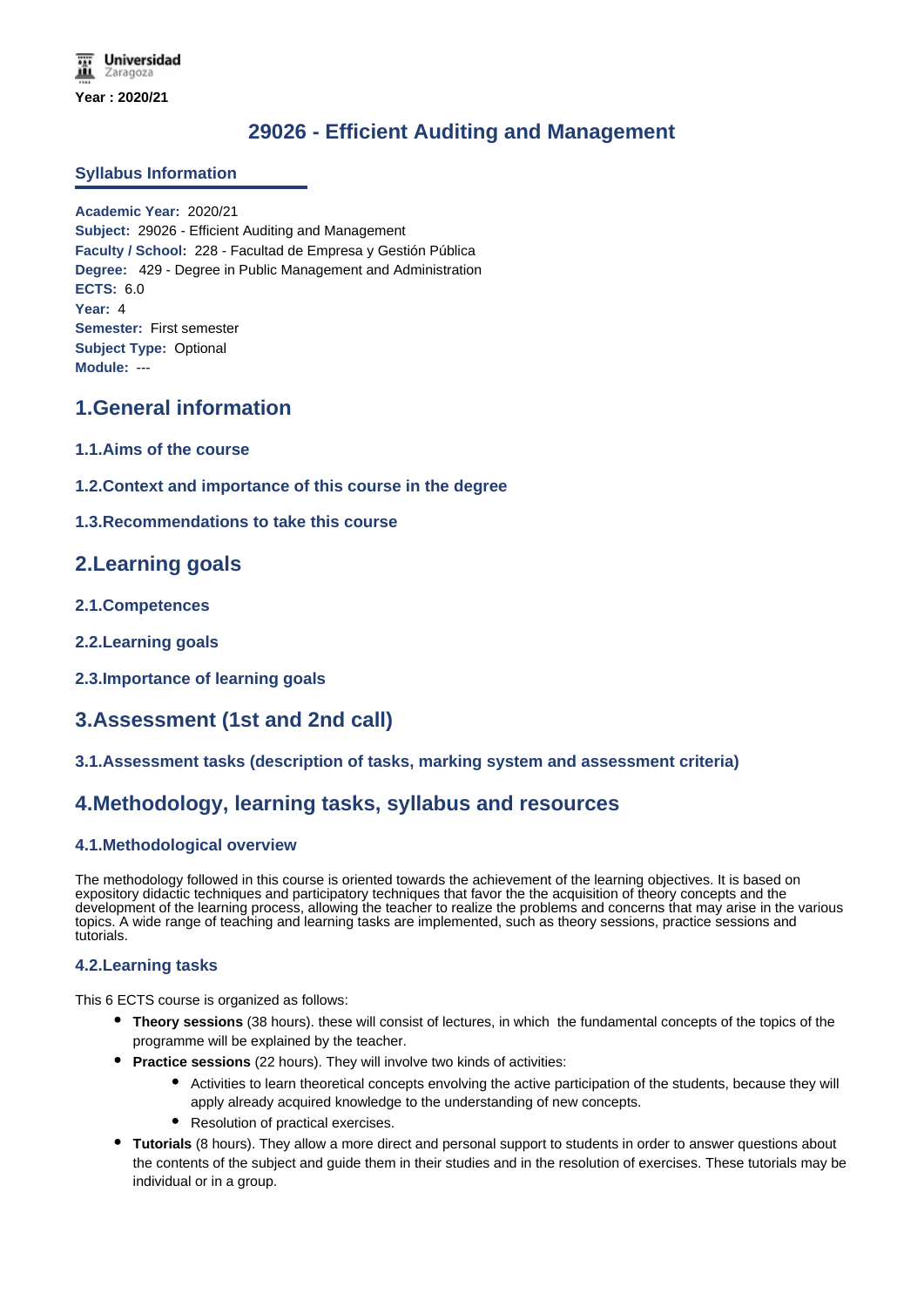Universidad Zaragoza

Year : 2020/21

# 29026 - Efficient Auditing and Management

## Syllabus Information

**Academic Year:** 2020/21
**Subject:** 29026 - Efficient Auditing and Management
**Faculty / School:** 228 - Facultad de Empresa y Gestión Pública
**Degree:** 429 - Degree in Public Management and Administration
**ECTS:** 6.0
**Year:** 4
**Semester:** First semester
**Subject Type:** Optional
**Module:** ---

## 1.General information

### 1.1.Aims of the course

### 1.2.Context and importance of this course in the degree

### 1.3.Recommendations to take this course

## 2.Learning goals

### 2.1.Competences

### 2.2.Learning goals

### 2.3.Importance of learning goals

## 3.Assessment (1st and 2nd call)

### 3.1.Assessment tasks (description of tasks, marking system and assessment criteria)

## 4.Methodology, learning tasks, syllabus and resources

### 4.1.Methodological overview

The methodology followed in this course is oriented towards the achievement of the learning objectives. It is based on expository didactic techniques and participatory techniques that favor the the acquisition of theory concepts and the development of the learning process, allowing the teacher to realize the problems and concerns that may arise in the various topics. A wide range of teaching and learning tasks are implemented, such as theory sessions, practice sessions and tutorials.

### 4.2.Learning tasks

This 6 ECTS course is organized as follows:

- **Theory sessions** (38 hours). these will consist of lectures, in which the fundamental concepts of the topics of the programme will be explained by the teacher.
- **Practice sessions** (22 hours). They will involve two kinds of activities:
  - Activities to learn theoretical concepts envolving the active participation of the students, because they will apply already acquired knowledge to the understanding of new concepts.
  - Resolution of practical exercises.
- **Tutorials** (8 hours). They allow a more direct and personal support to students in order to answer questions about the contents of the subject and guide them in their studies and in the resolution of exercises. These tutorials may be individual or in a group.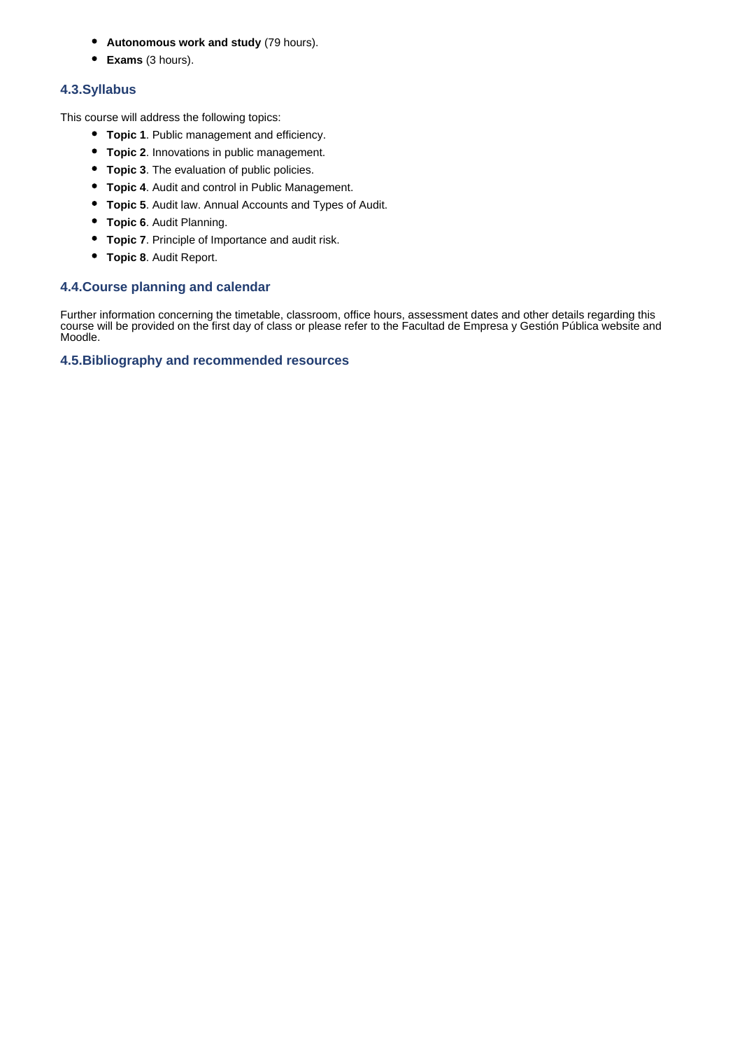- **Autonomous work and study** (79 hours).
- **Exams** (3 hours).

### 4.3.Syllabus

This course will address the following topics:

- **Topic 1**. Public management and efficiency.
- **Topic 2**. Innovations in public management.
- **Topic 3**. The evaluation of public policies.
- **Topic 4**. Audit and control in Public Management.
- **Topic 5**. Audit law. Annual Accounts and Types of Audit.
- **Topic 6**. Audit Planning.
- **Topic 7**. Principle of Importance and audit risk.
- **Topic 8**. Audit Report.

### 4.4.Course planning and calendar

Further information concerning the timetable, classroom, office hours, assessment dates and other details regarding this course will be provided on the first day of class or please refer to the Facultad de Empresa y Gestión Pública website and Moodle.

### 4.5.Bibliography and recommended resources